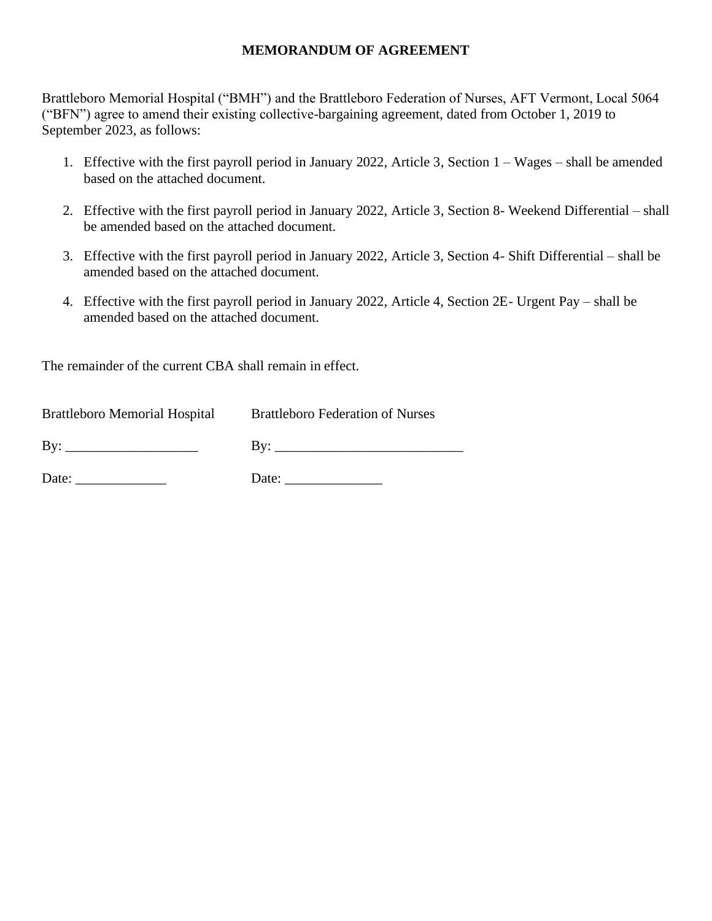# MEMORANDUM OF AGREEMENT

Brattleboro Memorial Hospital ("BMH") and the Brattleboro Federation of Nurses, AFT Vermont, Local 5064 ("BFN") agree to amend their existing collective-bargaining agreement, dated from October 1, 2019 to September 2023, as follows:

1. Effective with the first payroll period in January 2022, Article 3, Section 1 – Wages – shall be amended based on the attached document.

2. Effective with the first payroll period in January 2022, Article 3, Section 8- Weekend Differential – shall be amended based on the attached document.

3. Effective with the first payroll period in January 2022, Article 3, Section 4- Shift Differential – shall be amended based on the attached document.

4. Effective with the first payroll period in January 2022, Article 4, Section 2E- Urgent Pay – shall be amended based on the attached document.

The remainder of the current CBA shall remain in effect.

| Brattleboro Memorial Hospital | Brattleboro Federation of Nurses |
| --- | --- |
| By: ___________________ | By: ___________________________ |
| Date: _____________ | Date: ______________ |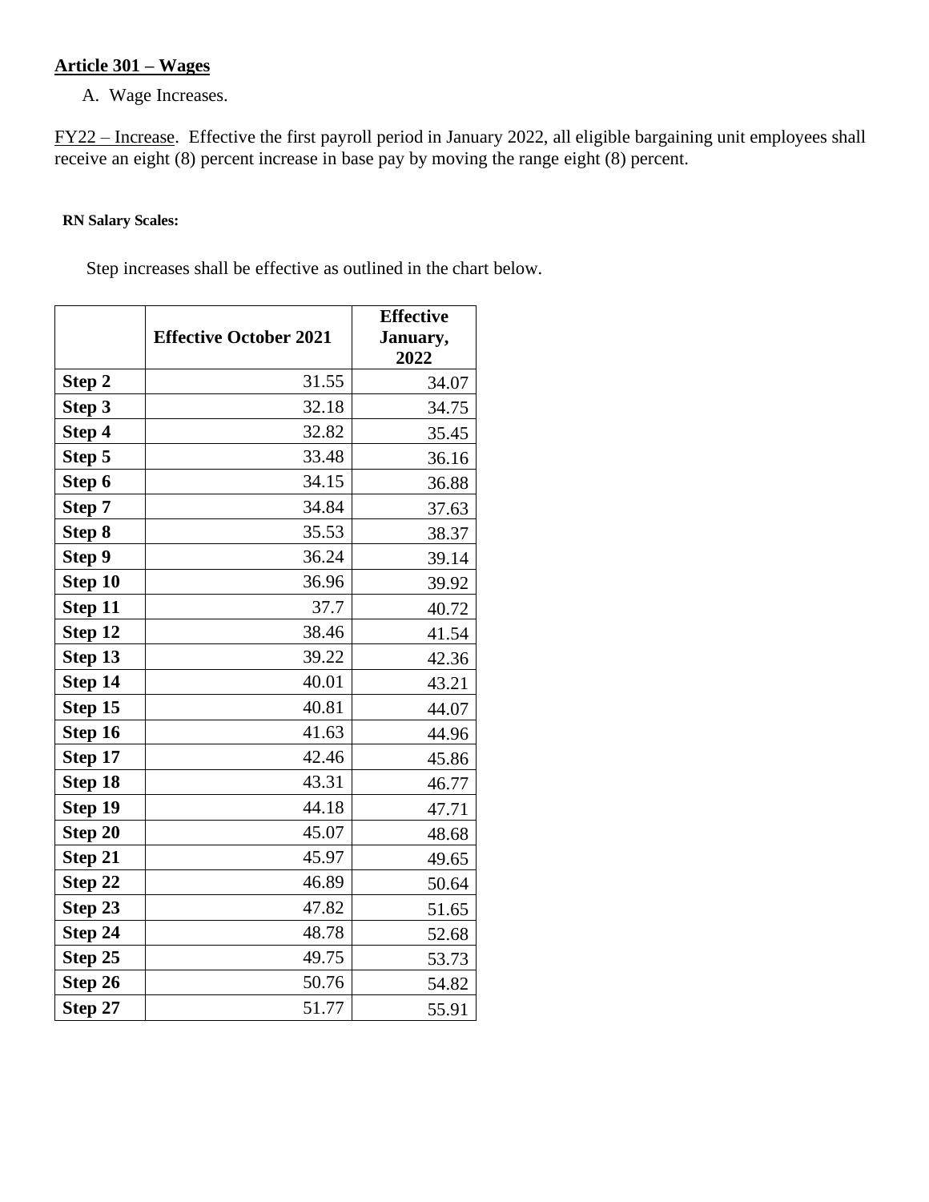**Article 301 – Wages**

A. Wage Increases.

FY22 – Increase. Effective the first payroll period in January 2022, all eligible bargaining unit employees shall receive an eight (8) percent increase in base pay by moving the range eight (8) percent.

**RN Salary Scales:**

Step increases shall be effective as outlined in the chart below.

| | Effective October 2021 | Effective January, 2022 |
|---|---|---|
| **Step 2** | 31.55 | 34.07 |
| **Step 3** | 32.18 | 34.75 |
| **Step 4** | 32.82 | 35.45 |
| **Step 5** | 33.48 | 36.16 |
| **Step 6** | 34.15 | 36.88 |
| **Step 7** | 34.84 | 37.63 |
| **Step 8** | 35.53 | 38.37 |
| **Step 9** | 36.24 | 39.14 |
| **Step 10** | 36.96 | 39.92 |
| **Step 11** | 37.7 | 40.72 |
| **Step 12** | 38.46 | 41.54 |
| **Step 13** | 39.22 | 42.36 |
| **Step 14** | 40.01 | 43.21 |
| **Step 15** | 40.81 | 44.07 |
| **Step 16** | 41.63 | 44.96 |
| **Step 17** | 42.46 | 45.86 |
| **Step 18** | 43.31 | 46.77 |
| **Step 19** | 44.18 | 47.71 |
| **Step 20** | 45.07 | 48.68 |
| **Step 21** | 45.97 | 49.65 |
| **Step 22** | 46.89 | 50.64 |
| **Step 23** | 47.82 | 51.65 |
| **Step 24** | 48.78 | 52.68 |
| **Step 25** | 49.75 | 53.73 |
| **Step 26** | 50.76 | 54.82 |
| **Step 27** | 51.77 | 55.91 |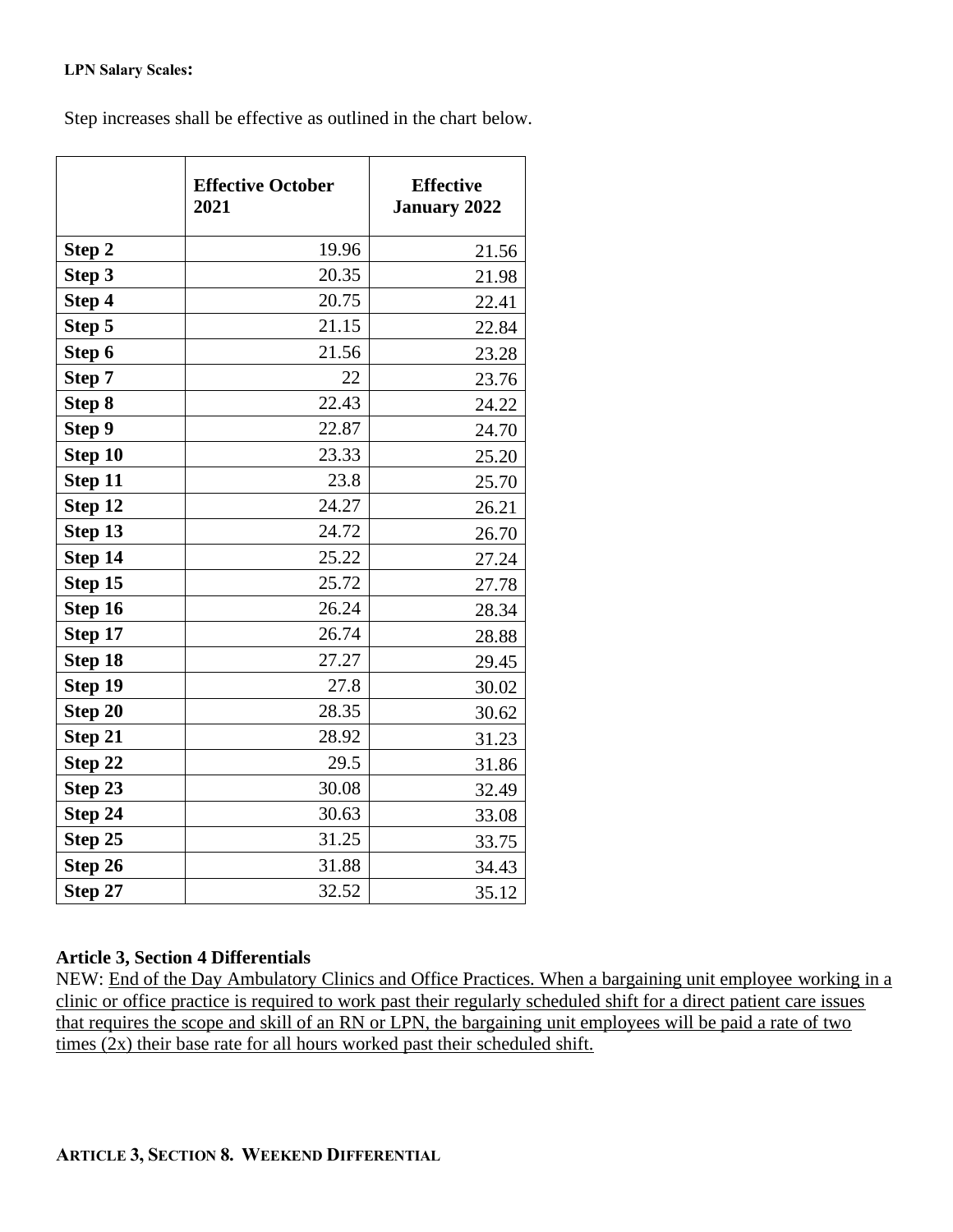**LPN Salary Scales:**

Step increases shall be effective as outlined in the chart below.

| | Effective October 2021 | Effective January 2022 |
|---|---|---|
| **Step 2** | 19.96 | 21.56 |
| **Step 3** | 20.35 | 21.98 |
| **Step 4** | 20.75 | 22.41 |
| **Step 5** | 21.15 | 22.84 |
| **Step 6** | 21.56 | 23.28 |
| **Step 7** | 22 | 23.76 |
| **Step 8** | 22.43 | 24.22 |
| **Step 9** | 22.87 | 24.70 |
| **Step 10** | 23.33 | 25.20 |
| **Step 11** | 23.8 | 25.70 |
| **Step 12** | 24.27 | 26.21 |
| **Step 13** | 24.72 | 26.70 |
| **Step 14** | 25.22 | 27.24 |
| **Step 15** | 25.72 | 27.78 |
| **Step 16** | 26.24 | 28.34 |
| **Step 17** | 26.74 | 28.88 |
| **Step 18** | 27.27 | 29.45 |
| **Step 19** | 27.8 | 30.02 |
| **Step 20** | 28.35 | 30.62 |
| **Step 21** | 28.92 | 31.23 |
| **Step 22** | 29.5 | 31.86 |
| **Step 23** | 30.08 | 32.49 |
| **Step 24** | 30.63 | 33.08 |
| **Step 25** | 31.25 | 33.75 |
| **Step 26** | 31.88 | 34.43 |
| **Step 27** | 32.52 | 35.12 |

**Article 3, Section 4 Differentials**

NEW: <u>End of the Day Ambulatory Clinics and Office Practices. When a bargaining unit employee working in a clinic or office practice is required to work past their regularly scheduled shift for a direct patient care issues that requires the scope and skill of an RN or LPN, the bargaining unit employees will be paid a rate of two times (2x) their base rate for all hours worked past their scheduled shift.</u>

**ARTICLE 3, SECTION 8. WEEKEND DIFFERENTIAL**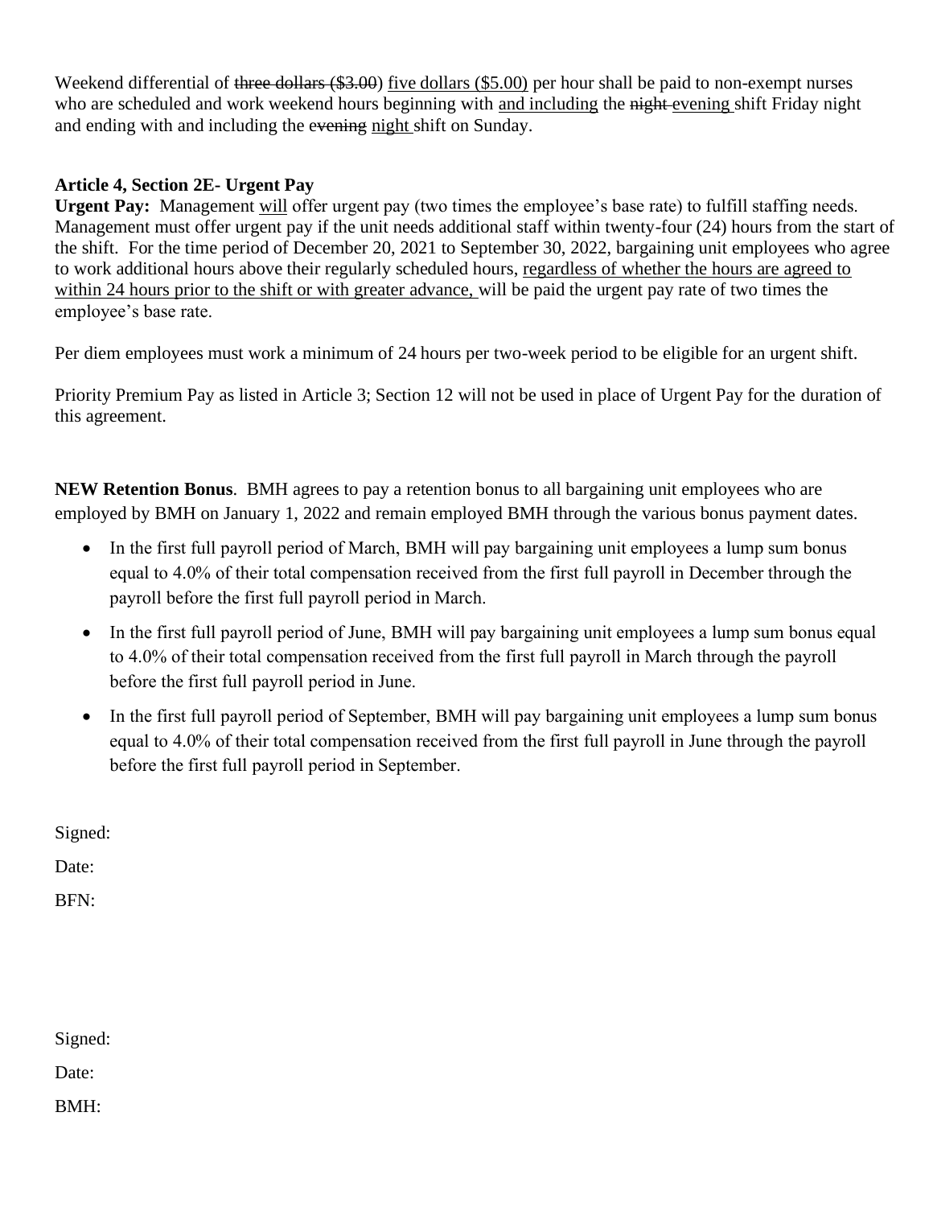Weekend differential of ~~three dollars ($3.00)~~ <u>five dollars ($5.00)</u> per hour shall be paid to non-exempt nurses who are scheduled and work weekend hours beginning with <u>and including</u> the ~~night~~ <u>evening</u> shift Friday night and ending with and including the ~~evening~~ <u>night</u> shift on Sunday.

**Article 4, Section 2E- Urgent Pay**

**Urgent Pay:** Management <u>will</u> offer urgent pay (two times the employee's base rate) to fulfill staffing needs. Management must offer urgent pay if the unit needs additional staff within twenty-four (24) hours from the start of the shift. For the time period of December 20, 2021 to September 30, 2022, bargaining unit employees who agree to work additional hours above their regularly scheduled hours, <u>regardless of whether the hours are agreed to within 24 hours prior to the shift or with greater advance,</u> will be paid the urgent pay rate of two times the employee's base rate.

Per diem employees must work a minimum of 24 hours per two-week period to be eligible for an urgent shift.

Priority Premium Pay as listed in Article 3; Section 12 will not be used in place of Urgent Pay for the duration of this agreement.

**NEW Retention Bonus**. BMH agrees to pay a retention bonus to all bargaining unit employees who are employed by BMH on January 1, 2022 and remain employed BMH through the various bonus payment dates.

- In the first full payroll period of March, BMH will pay bargaining unit employees a lump sum bonus equal to 4.0% of their total compensation received from the first full payroll in December through the payroll before the first full payroll period in March.
- In the first full payroll period of June, BMH will pay bargaining unit employees a lump sum bonus equal to 4.0% of their total compensation received from the first full payroll in March through the payroll before the first full payroll period in June.
- In the first full payroll period of September, BMH will pay bargaining unit employees a lump sum bonus equal to 4.0% of their total compensation received from the first full payroll in June through the payroll before the first full payroll period in September.

Signed:

Date:

BFN:

Signed:

Date:

BMH: